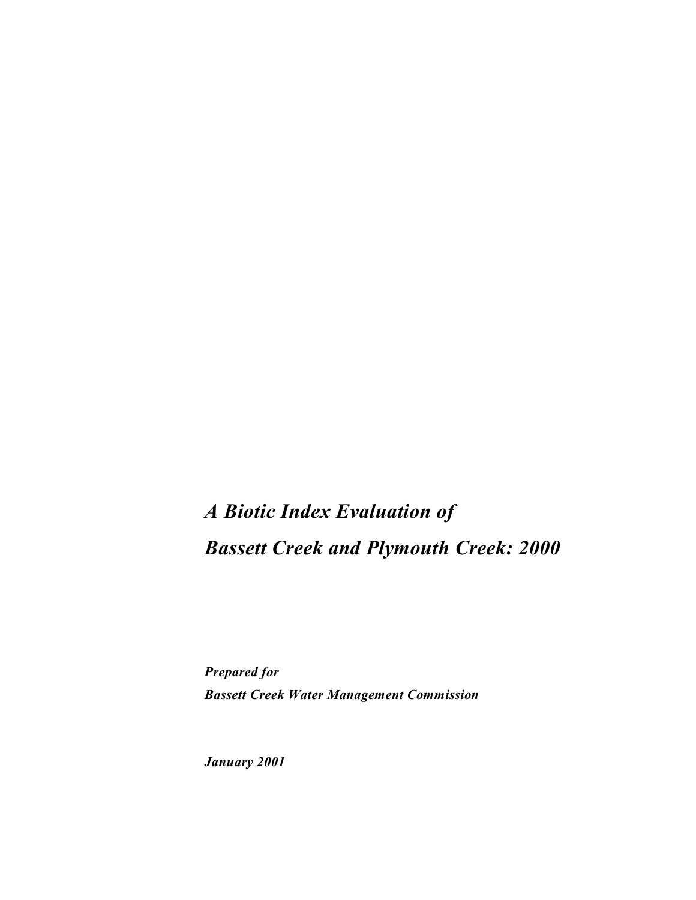# *A Biotic Index Evaluation of Bassett Creek and Plymouth Creek: 2000*

***Prepared for***
***Bassett Creek Water Management Commission***

***January 2001***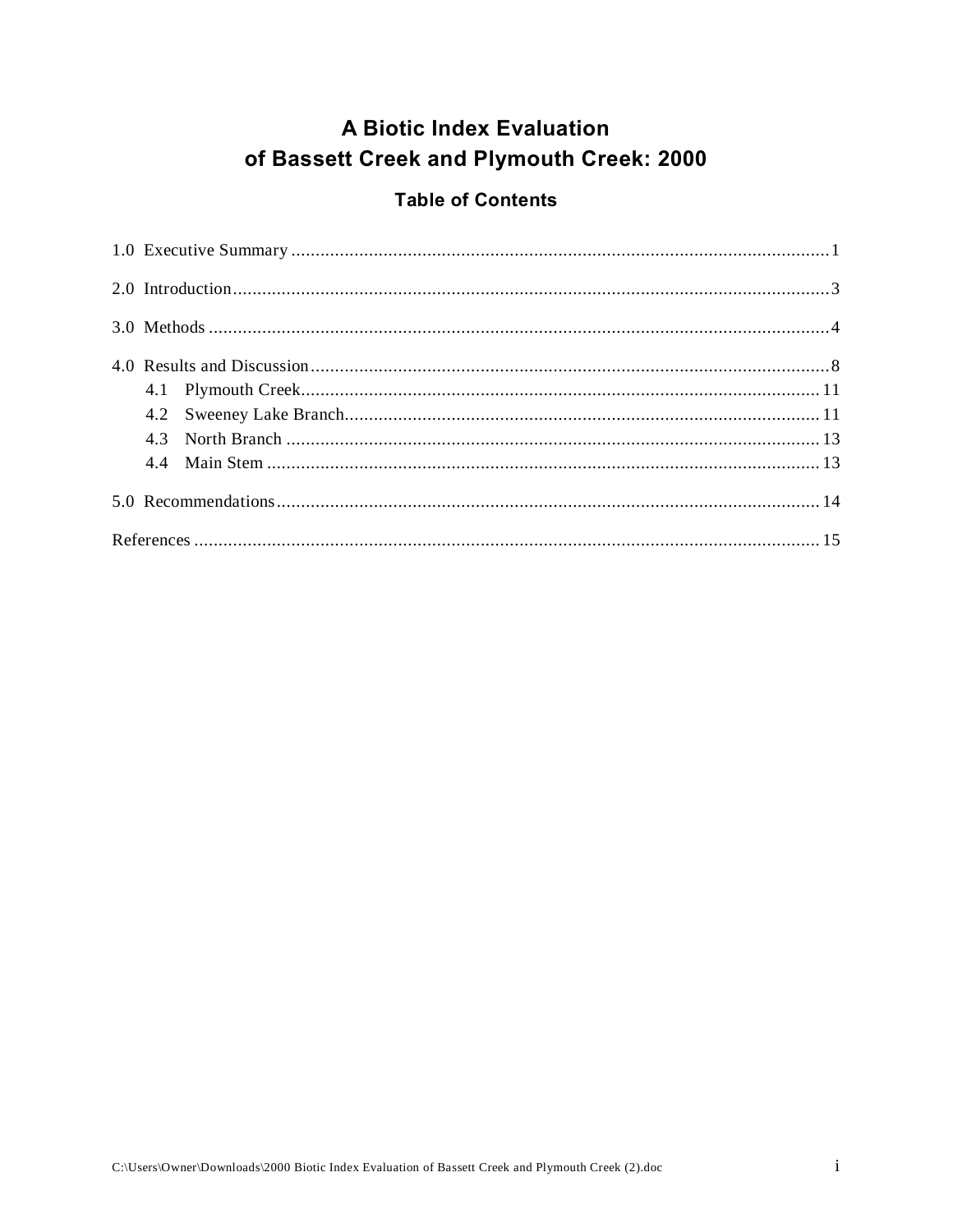# A Biotic Index Evaluation of Bassett Creek and Plymouth Creek: 2000

## Table of Contents

1.0 Executive Summary ..................................................................................................... 1

2.0 Introduction ................................................................................................................ 3

3.0 Methods ...................................................................................................................... 4

4.0 Results and Discussion ................................................................................................ 8
- 4.1 Plymouth Creek ..................................................................................................... 11
- 4.2 Sweeney Lake Branch ........................................................................................... 11
- 4.3 North Branch ......................................................................................................... 13
- 4.4 Main Stem ............................................................................................................. 13

5.0 Recommendations ..................................................................................................... 14

References ...................................................................................................................... 15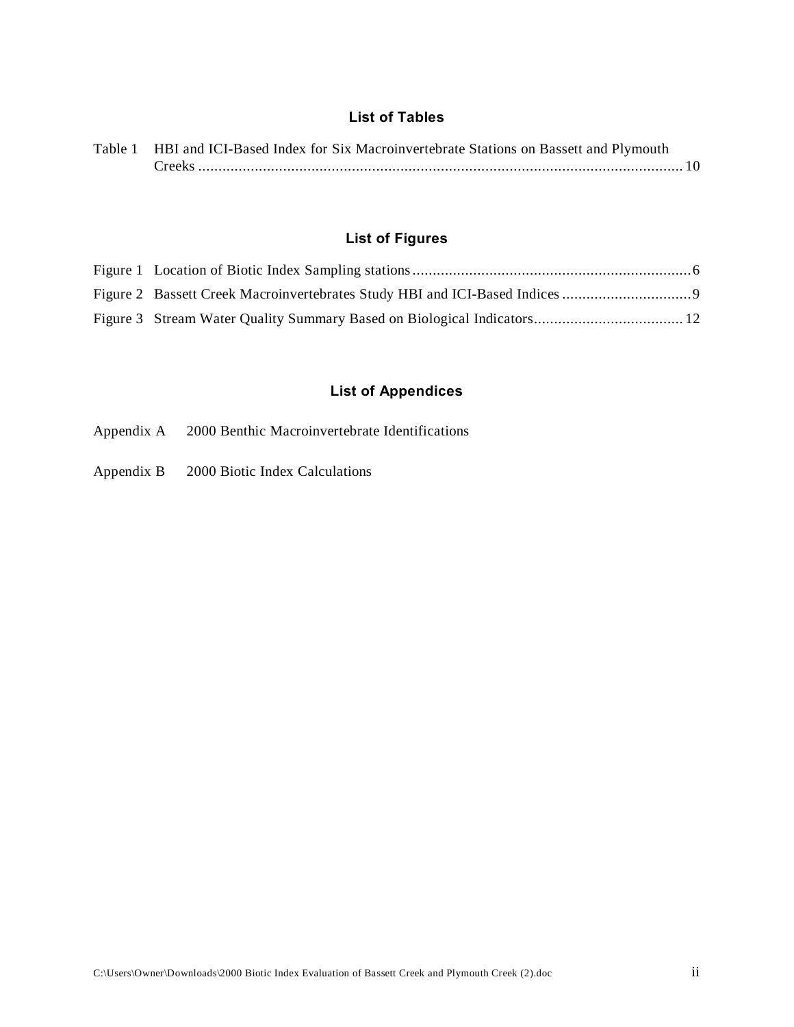## List of Tables

Table 1 HBI and ICI-Based Index for Six Macroinvertebrate Stations on Bassett and Plymouth Creeks ........................................................................................................................ 10

## List of Figures

Figure 1 Location of Biotic Index Sampling stations ..................................................................... 6

Figure 2 Bassett Creek Macroinvertebrates Study HBI and ICI-Based Indices ................................ 9

Figure 3 Stream Water Quality Summary Based on Biological Indicators ..................................... 12

## List of Appendices

Appendix A 2000 Benthic Macroinvertebrate Identifications

Appendix B 2000 Biotic Index Calculations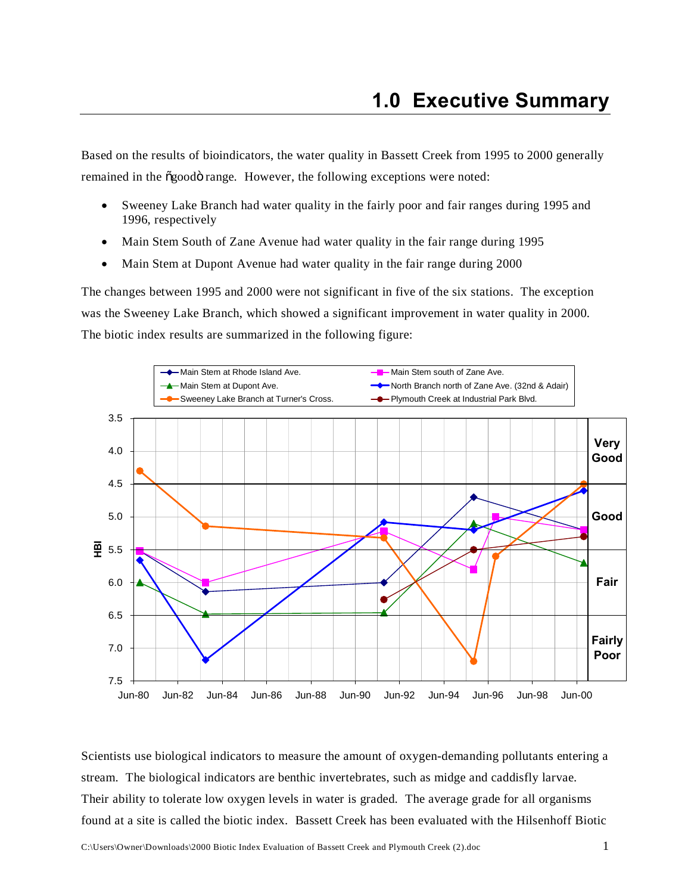# 1.0 Executive Summary

Based on the results of bioindicators, the water quality in Bassett Creek from 1995 to 2000 generally remained in the "good" range. However, the following exceptions were noted:

- Sweeney Lake Branch had water quality in the fairly poor and fair ranges during 1995 and 1996, respectively
- Main Stem South of Zane Avenue had water quality in the fair range during 1995
- Main Stem at Dupont Avenue had water quality in the fair range during 2000

The changes between 1995 and 2000 were not significant in five of the six stations. The exception was the Sweeney Lake Branch, which showed a significant improvement in water quality in 2000. The biotic index results are summarized in the following figure:

Scientists use biological indicators to measure the amount of oxygen-demanding pollutants entering a stream. The biological indicators are benthic invertebrates, such as midge and caddisfly larvae. Their ability to tolerate low oxygen levels in water is graded. The average grade for all organisms found at a site is called the biotic index. Bassett Creek has been evaluated with the Hilsenhoff Biotic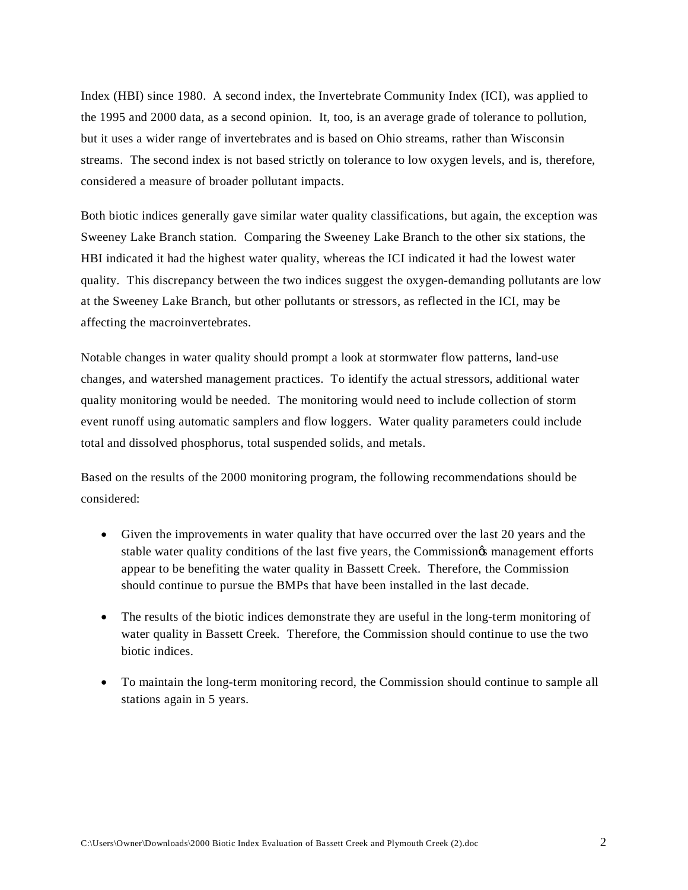Index (HBI) since 1980. A second index, the Invertebrate Community Index (ICI), was applied to the 1995 and 2000 data, as a second opinion. It, too, is an average grade of tolerance to pollution, but it uses a wider range of invertebrates and is based on Ohio streams, rather than Wisconsin streams. The second index is not based strictly on tolerance to low oxygen levels, and is, therefore, considered a measure of broader pollutant impacts.

Both biotic indices generally gave similar water quality classifications, but again, the exception was Sweeney Lake Branch station. Comparing the Sweeney Lake Branch to the other six stations, the HBI indicated it had the highest water quality, whereas the ICI indicated it had the lowest water quality. This discrepancy between the two indices suggest the oxygen-demanding pollutants are low at the Sweeney Lake Branch, but other pollutants or stressors, as reflected in the ICI, may be affecting the macroinvertebrates.

Notable changes in water quality should prompt a look at stormwater flow patterns, land-use changes, and watershed management practices. To identify the actual stressors, additional water quality monitoring would be needed. The monitoring would need to include collection of storm event runoff using automatic samplers and flow loggers. Water quality parameters could include total and dissolved phosphorus, total suspended solids, and metals.

Based on the results of the 2000 monitoring program, the following recommendations should be considered:

- Given the improvements in water quality that have occurred over the last 20 years and the stable water quality conditions of the last five years, the Commission's management efforts appear to be benefiting the water quality in Bassett Creek. Therefore, the Commission should continue to pursue the BMPs that have been installed in the last decade.
- The results of the biotic indices demonstrate they are useful in the long-term monitoring of water quality in Bassett Creek. Therefore, the Commission should continue to use the two biotic indices.
- To maintain the long-term monitoring record, the Commission should continue to sample all stations again in 5 years.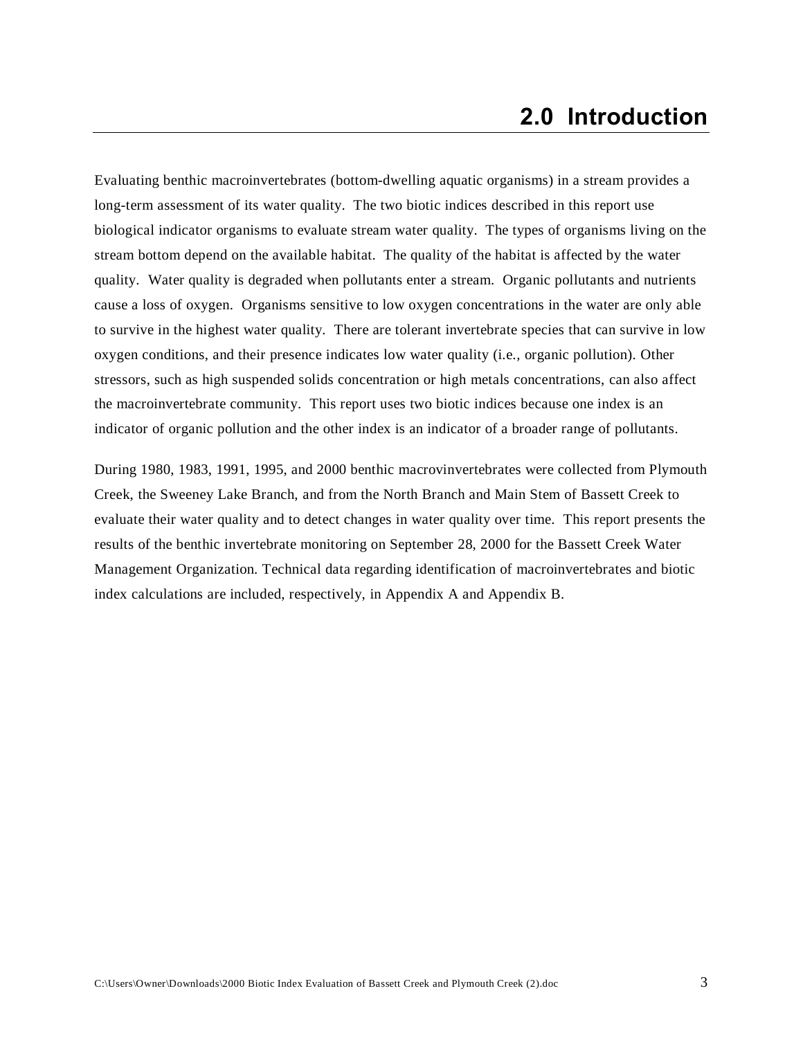# 2.0 Introduction

Evaluating benthic macroinvertebrates (bottom-dwelling aquatic organisms) in a stream provides a long-term assessment of its water quality. The two biotic indices described in this report use biological indicator organisms to evaluate stream water quality. The types of organisms living on the stream bottom depend on the available habitat. The quality of the habitat is affected by the water quality. Water quality is degraded when pollutants enter a stream. Organic pollutants and nutrients cause a loss of oxygen. Organisms sensitive to low oxygen concentrations in the water are only able to survive in the highest water quality. There are tolerant invertebrate species that can survive in low oxygen conditions, and their presence indicates low water quality (i.e., organic pollution). Other stressors, such as high suspended solids concentration or high metals concentrations, can also affect the macroinvertebrate community. This report uses two biotic indices because one index is an indicator of organic pollution and the other index is an indicator of a broader range of pollutants.

During 1980, 1983, 1991, 1995, and 2000 benthic macrovinvertebrates were collected from Plymouth Creek, the Sweeney Lake Branch, and from the North Branch and Main Stem of Bassett Creek to evaluate their water quality and to detect changes in water quality over time. This report presents the results of the benthic invertebrate monitoring on September 28, 2000 for the Bassett Creek Water Management Organization. Technical data regarding identification of macroinvertebrates and biotic index calculations are included, respectively, in Appendix A and Appendix B.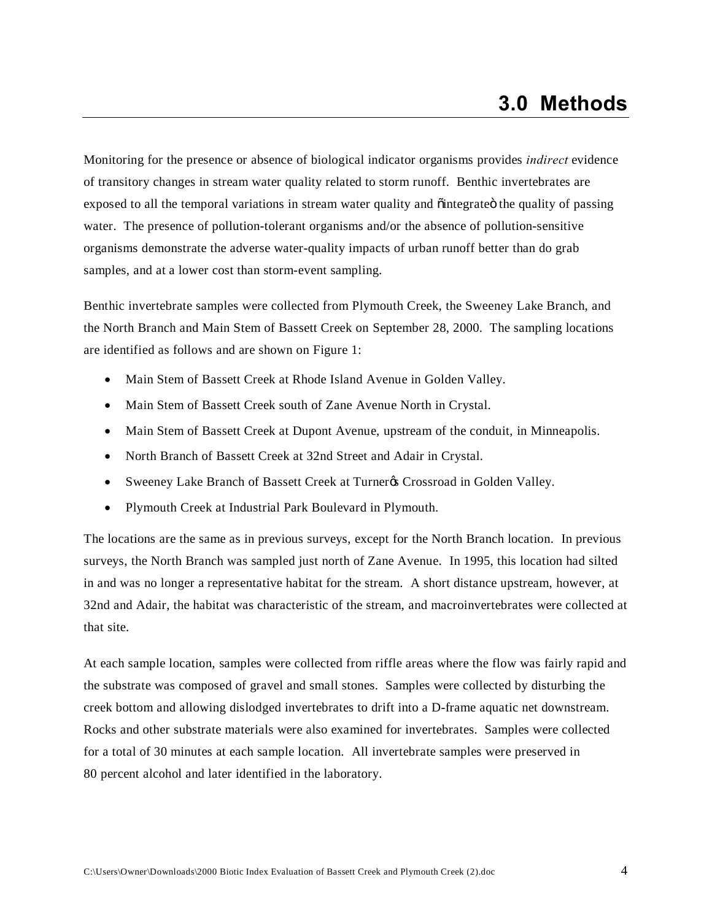# 3.0 Methods

Monitoring for the presence or absence of biological indicator organisms provides *indirect* evidence of transitory changes in stream water quality related to storm runoff. Benthic invertebrates are exposed to all the temporal variations in stream water quality and "integrate" the quality of passing water. The presence of pollution-tolerant organisms and/or the absence of pollution-sensitive organisms demonstrate the adverse water-quality impacts of urban runoff better than do grab samples, and at a lower cost than storm-event sampling.

Benthic invertebrate samples were collected from Plymouth Creek, the Sweeney Lake Branch, and the North Branch and Main Stem of Bassett Creek on September 28, 2000. The sampling locations are identified as follows and are shown on Figure 1:

- Main Stem of Bassett Creek at Rhode Island Avenue in Golden Valley.
- Main Stem of Bassett Creek south of Zane Avenue North in Crystal.
- Main Stem of Bassett Creek at Dupont Avenue, upstream of the conduit, in Minneapolis.
- North Branch of Bassett Creek at 32nd Street and Adair in Crystal.
- Sweeney Lake Branch of Bassett Creek at Turner's Crossroad in Golden Valley.
- Plymouth Creek at Industrial Park Boulevard in Plymouth.

The locations are the same as in previous surveys, except for the North Branch location. In previous surveys, the North Branch was sampled just north of Zane Avenue. In 1995, this location had silted in and was no longer a representative habitat for the stream. A short distance upstream, however, at 32nd and Adair, the habitat was characteristic of the stream, and macroinvertebrates were collected at that site.

At each sample location, samples were collected from riffle areas where the flow was fairly rapid and the substrate was composed of gravel and small stones. Samples were collected by disturbing the creek bottom and allowing dislodged invertebrates to drift into a D-frame aquatic net downstream. Rocks and other substrate materials were also examined for invertebrates. Samples were collected for a total of 30 minutes at each sample location. All invertebrate samples were preserved in 80 percent alcohol and later identified in the laboratory.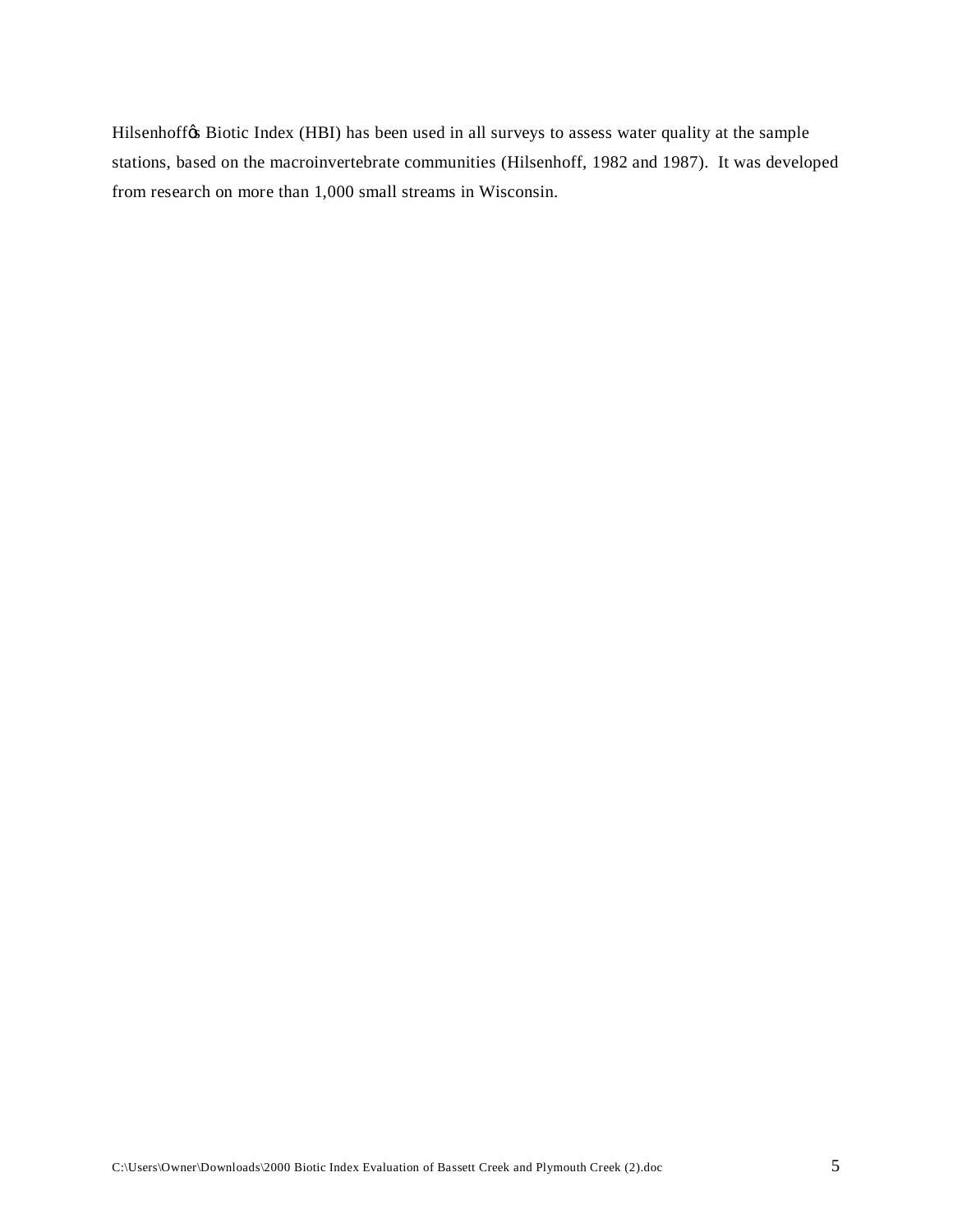Hilsenhoff's Biotic Index (HBI) has been used in all surveys to assess water quality at the sample stations, based on the macroinvertebrate communities (Hilsenhoff, 1982 and 1987). It was developed from research on more than 1,000 small streams in Wisconsin.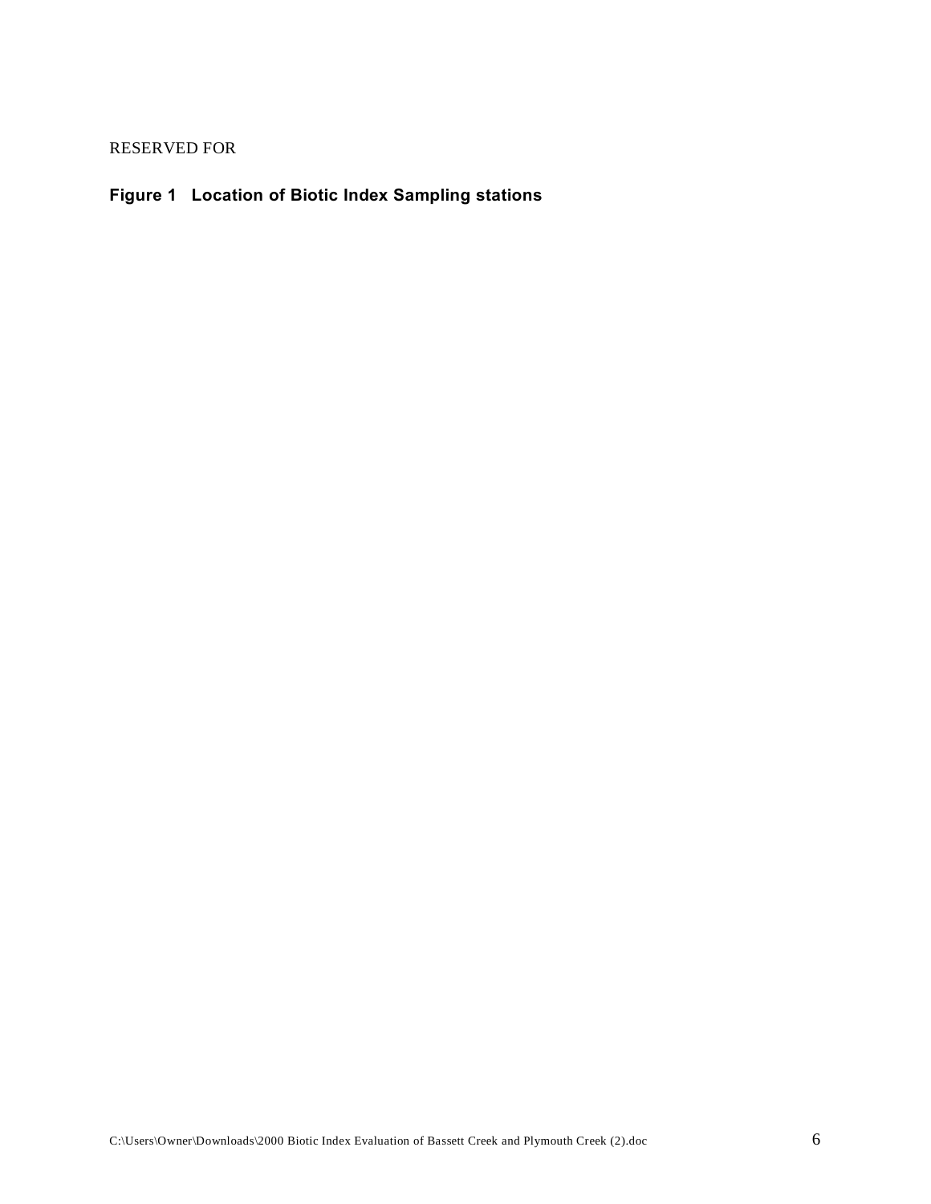RESERVED FOR

**Figure 1 Location of Biotic Index Sampling stations**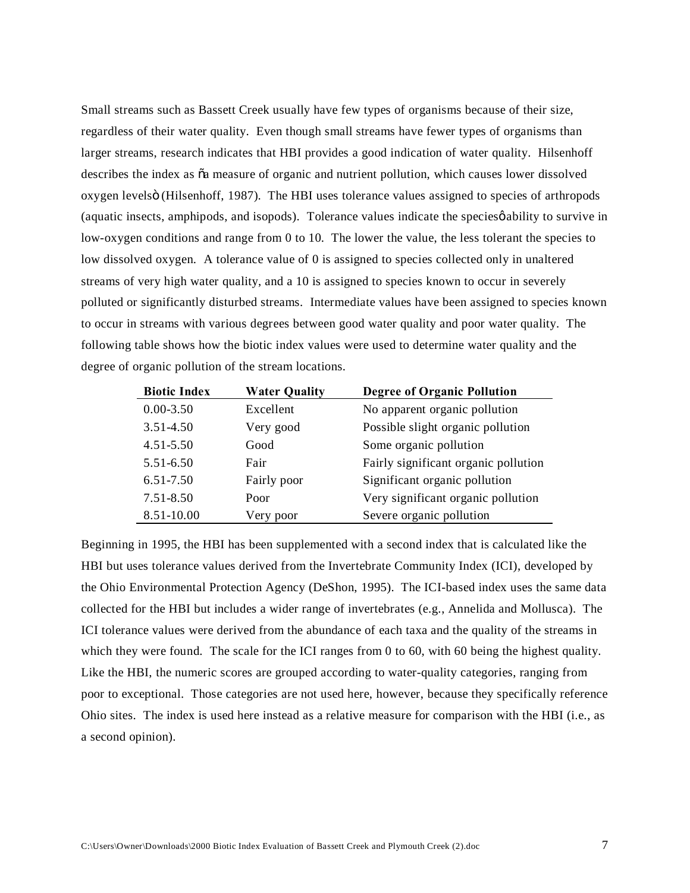Small streams such as Bassett Creek usually have few types of organisms because of their size, regardless of their water quality. Even though small streams have fewer types of organisms than larger streams, research indicates that HBI provides a good indication of water quality. Hilsenhoff describes the index as "a measure of organic and nutrient pollution, which causes lower dissolved oxygen levels" (Hilsenhoff, 1987). The HBI uses tolerance values assigned to species of arthropods (aquatic insects, amphipods, and isopods). Tolerance values indicate the species' ability to survive in low-oxygen conditions and range from 0 to 10. The lower the value, the less tolerant the species to low dissolved oxygen. A tolerance value of 0 is assigned to species collected only in unaltered streams of very high water quality, and a 10 is assigned to species known to occur in severely polluted or significantly disturbed streams. Intermediate values have been assigned to species known to occur in streams with various degrees between good water quality and poor water quality. The following table shows how the biotic index values were used to determine water quality and the degree of organic pollution of the stream locations.

| Biotic Index | Water Quality | Degree of Organic Pollution |
|---|---|---|
| 0.00-3.50 | Excellent | No apparent organic pollution |
| 3.51-4.50 | Very good | Possible slight organic pollution |
| 4.51-5.50 | Good | Some organic pollution |
| 5.51-6.50 | Fair | Fairly significant organic pollution |
| 6.51-7.50 | Fairly poor | Significant organic pollution |
| 7.51-8.50 | Poor | Very significant organic pollution |
| 8.51-10.00 | Very poor | Severe organic pollution |

Beginning in 1995, the HBI has been supplemented with a second index that is calculated like the HBI but uses tolerance values derived from the Invertebrate Community Index (ICI), developed by the Ohio Environmental Protection Agency (DeShon, 1995). The ICI-based index uses the same data collected for the HBI but includes a wider range of invertebrates (e.g., Annelida and Mollusca). The ICI tolerance values were derived from the abundance of each taxa and the quality of the streams in which they were found. The scale for the ICI ranges from 0 to 60, with 60 being the highest quality. Like the HBI, the numeric scores are grouped according to water-quality categories, ranging from poor to exceptional. Those categories are not used here, however, because they specifically reference Ohio sites. The index is used here instead as a relative measure for comparison with the HBI (i.e., as a second opinion).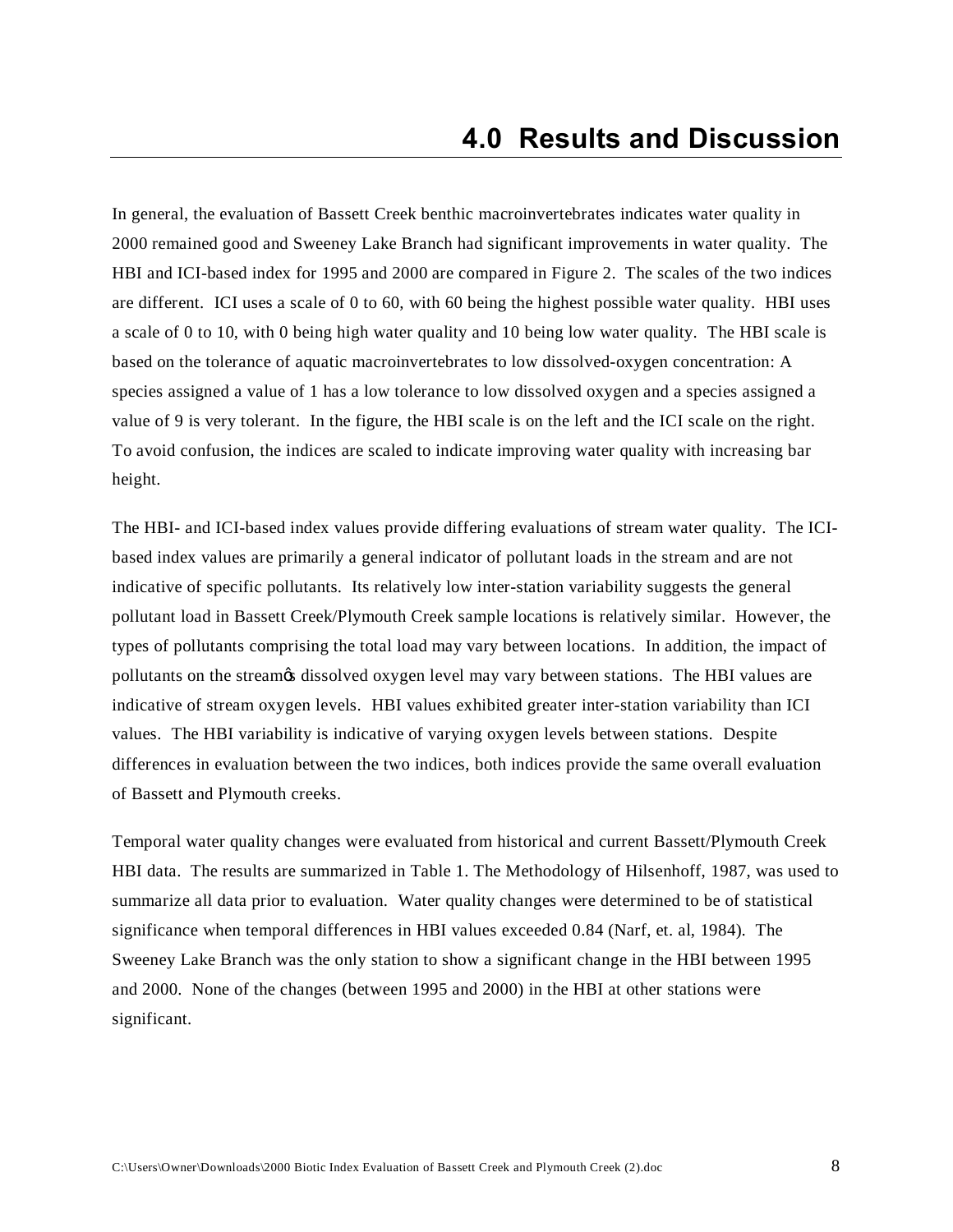# 4.0 Results and Discussion

In general, the evaluation of Bassett Creek benthic macroinvertebrates indicates water quality in 2000 remained good and Sweeney Lake Branch had significant improvements in water quality. The HBI and ICI-based index for 1995 and 2000 are compared in Figure 2. The scales of the two indices are different. ICI uses a scale of 0 to 60, with 60 being the highest possible water quality. HBI uses a scale of 0 to 10, with 0 being high water quality and 10 being low water quality. The HBI scale is based on the tolerance of aquatic macroinvertebrates to low dissolved-oxygen concentration: A species assigned a value of 1 has a low tolerance to low dissolved oxygen and a species assigned a value of 9 is very tolerant. In the figure, the HBI scale is on the left and the ICI scale on the right. To avoid confusion, the indices are scaled to indicate improving water quality with increasing bar height.

The HBI- and ICI-based index values provide differing evaluations of stream water quality. The ICI-based index values are primarily a general indicator of pollutant loads in the stream and are not indicative of specific pollutants. Its relatively low inter-station variability suggests the general pollutant load in Bassett Creek/Plymouth Creek sample locations is relatively similar. However, the types of pollutants comprising the total load may vary between locations. In addition, the impact of pollutants on the streamṡ dissolved oxygen level may vary between stations. The HBI values are indicative of stream oxygen levels. HBI values exhibited greater inter-station variability than ICI values. The HBI variability is indicative of varying oxygen levels between stations. Despite differences in evaluation between the two indices, both indices provide the same overall evaluation of Bassett and Plymouth creeks.

Temporal water quality changes were evaluated from historical and current Bassett/Plymouth Creek HBI data. The results are summarized in Table 1. The Methodology of Hilsenhoff, 1987, was used to summarize all data prior to evaluation. Water quality changes were determined to be of statistical significance when temporal differences in HBI values exceeded 0.84 (Narf, et. al, 1984). The Sweeney Lake Branch was the only station to show a significant change in the HBI between 1995 and 2000. None of the changes (between 1995 and 2000) in the HBI at other stations were significant.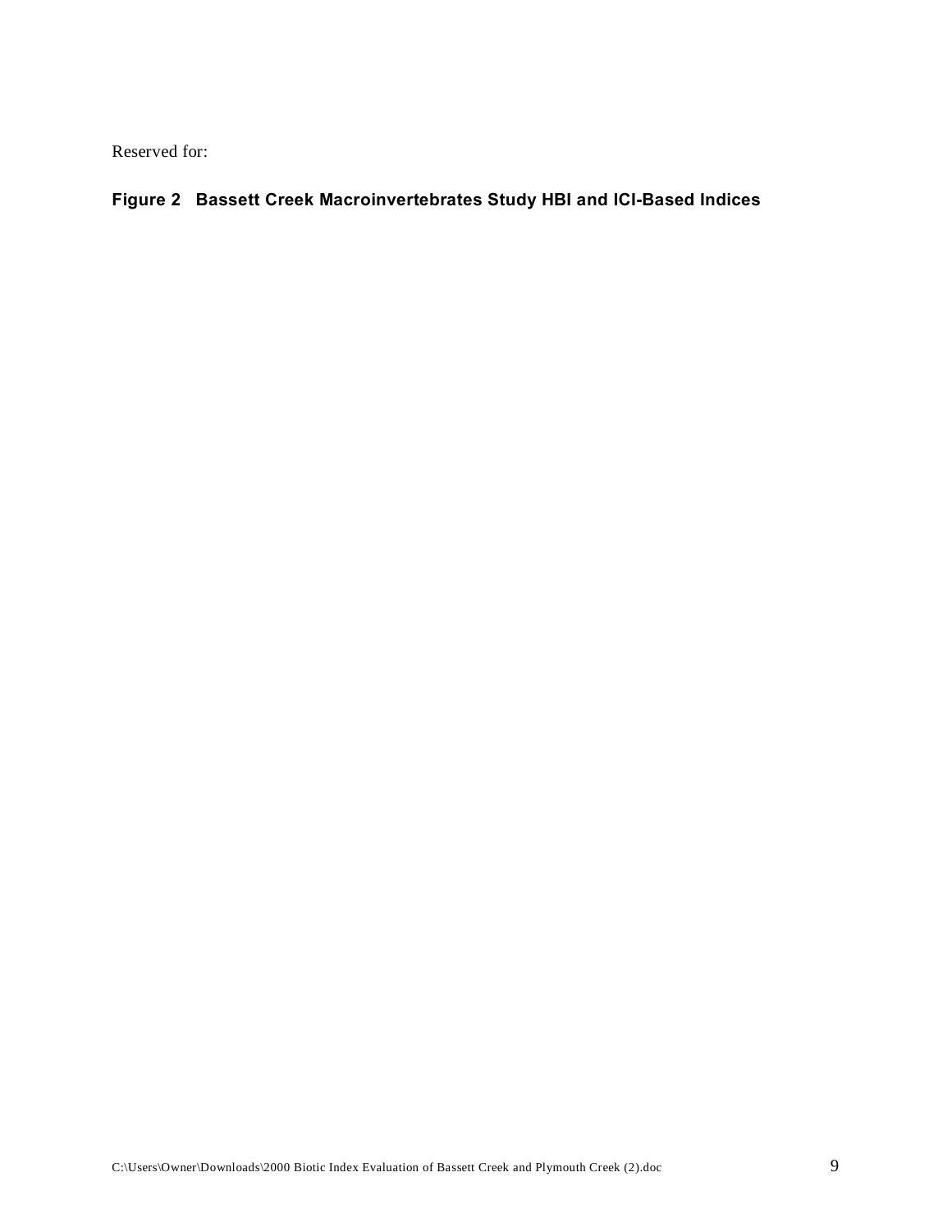Reserved for:

**Figure 2 Bassett Creek Macroinvertebrates Study HBI and ICI-Based Indices**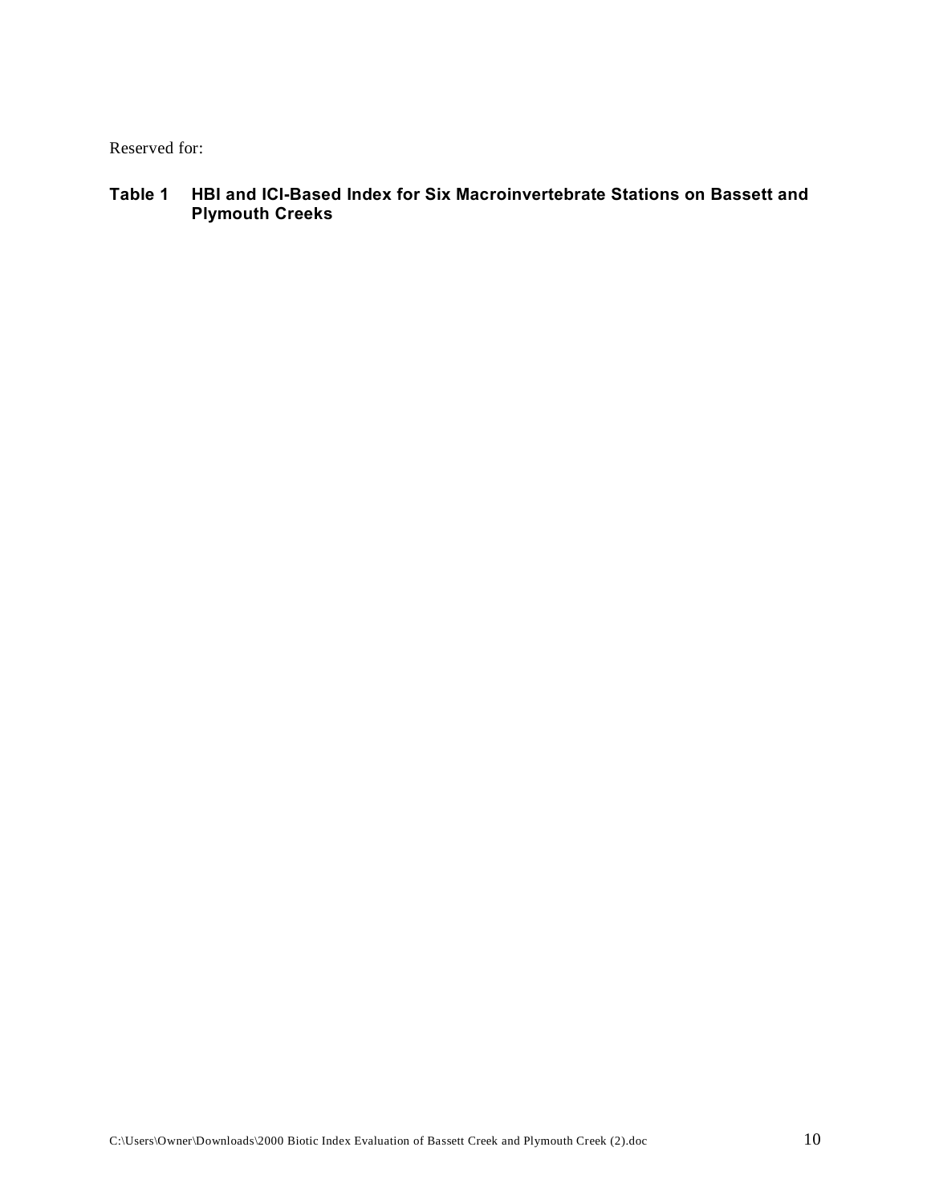Reserved for:

**Table 1 HBI and ICI-Based Index for Six Macroinvertebrate Stations on Bassett and Plymouth Creeks**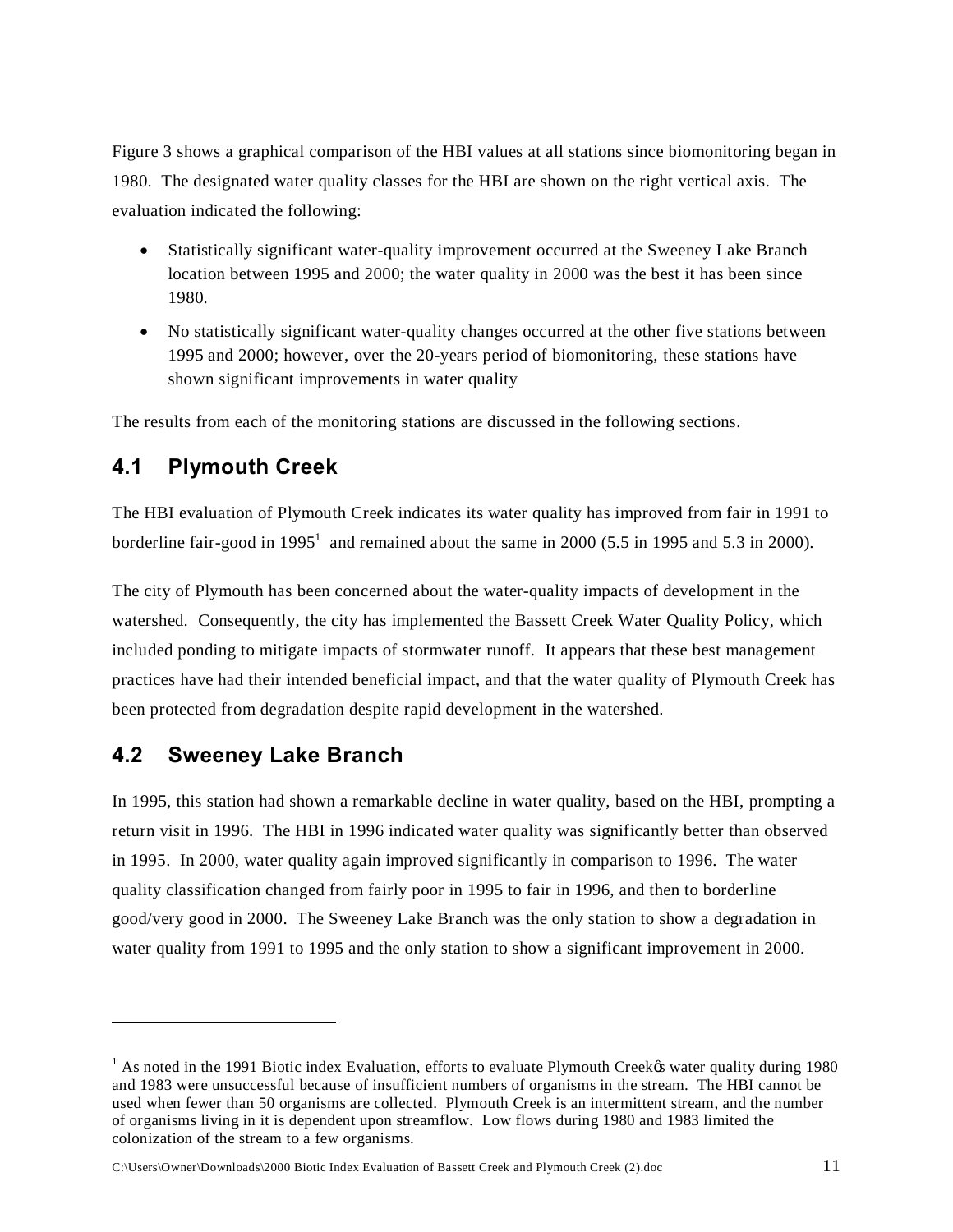Figure 3 shows a graphical comparison of the HBI values at all stations since biomonitoring began in 1980. The designated water quality classes for the HBI are shown on the right vertical axis. The evaluation indicated the following:

- Statistically significant water-quality improvement occurred at the Sweeney Lake Branch location between 1995 and 2000; the water quality in 2000 was the best it has been since 1980.
- No statistically significant water-quality changes occurred at the other five stations between 1995 and 2000; however, over the 20-years period of biomonitoring, these stations have shown significant improvements in water quality

The results from each of the monitoring stations are discussed in the following sections.

## 4.1 Plymouth Creek

The HBI evaluation of Plymouth Creek indicates its water quality has improved from fair in 1991 to borderline fair-good in 1995[1] and remained about the same in 2000 (5.5 in 1995 and 5.3 in 2000).

The city of Plymouth has been concerned about the water-quality impacts of development in the watershed. Consequently, the city has implemented the Bassett Creek Water Quality Policy, which included ponding to mitigate impacts of stormwater runoff. It appears that these best management practices have had their intended beneficial impact, and that the water quality of Plymouth Creek has been protected from degradation despite rapid development in the watershed.

## 4.2 Sweeney Lake Branch

In 1995, this station had shown a remarkable decline in water quality, based on the HBI, prompting a return visit in 1996. The HBI in 1996 indicated water quality was significantly better than observed in 1995. In 2000, water quality again improved significantly in comparison to 1996. The water quality classification changed from fairly poor in 1995 to fair in 1996, and then to borderline good/very good in 2000. The Sweeney Lake Branch was the only station to show a degradation in water quality from 1991 to 1995 and the only station to show a significant improvement in 2000.

---

[1] As noted in the 1991 Biotic index Evaluation, efforts to evaluate Plymouth Creek's water quality during 1980 and 1983 were unsuccessful because of insufficient numbers of organisms in the stream. The HBI cannot be used when fewer than 50 organisms are collected. Plymouth Creek is an intermittent stream, and the number of organisms living in it is dependent upon streamflow. Low flows during 1980 and 1983 limited the colonization of the stream to a few organisms.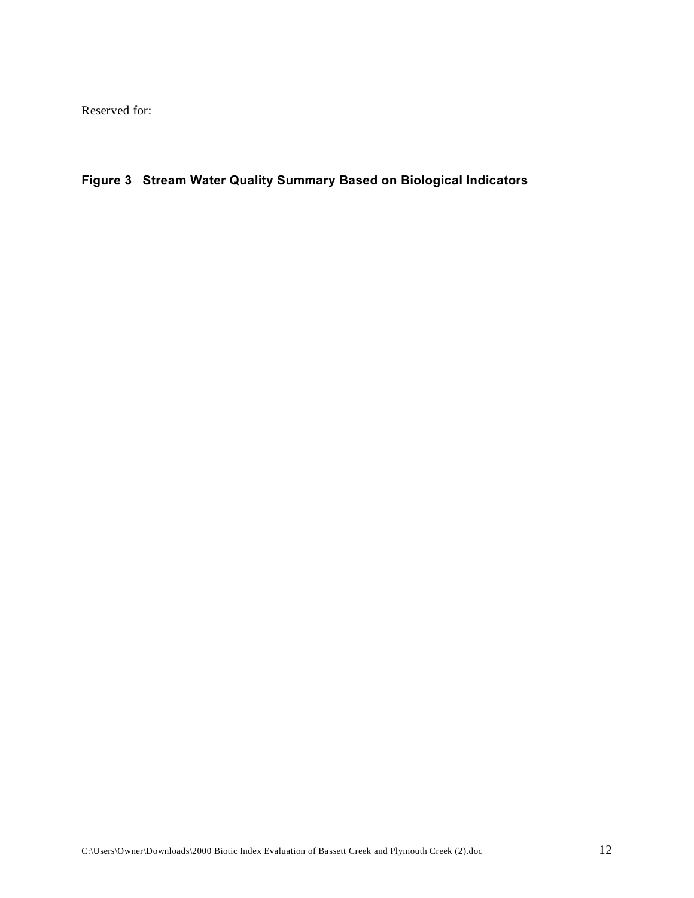Reserved for:

**Figure 3   Stream Water Quality Summary Based on Biological Indicators**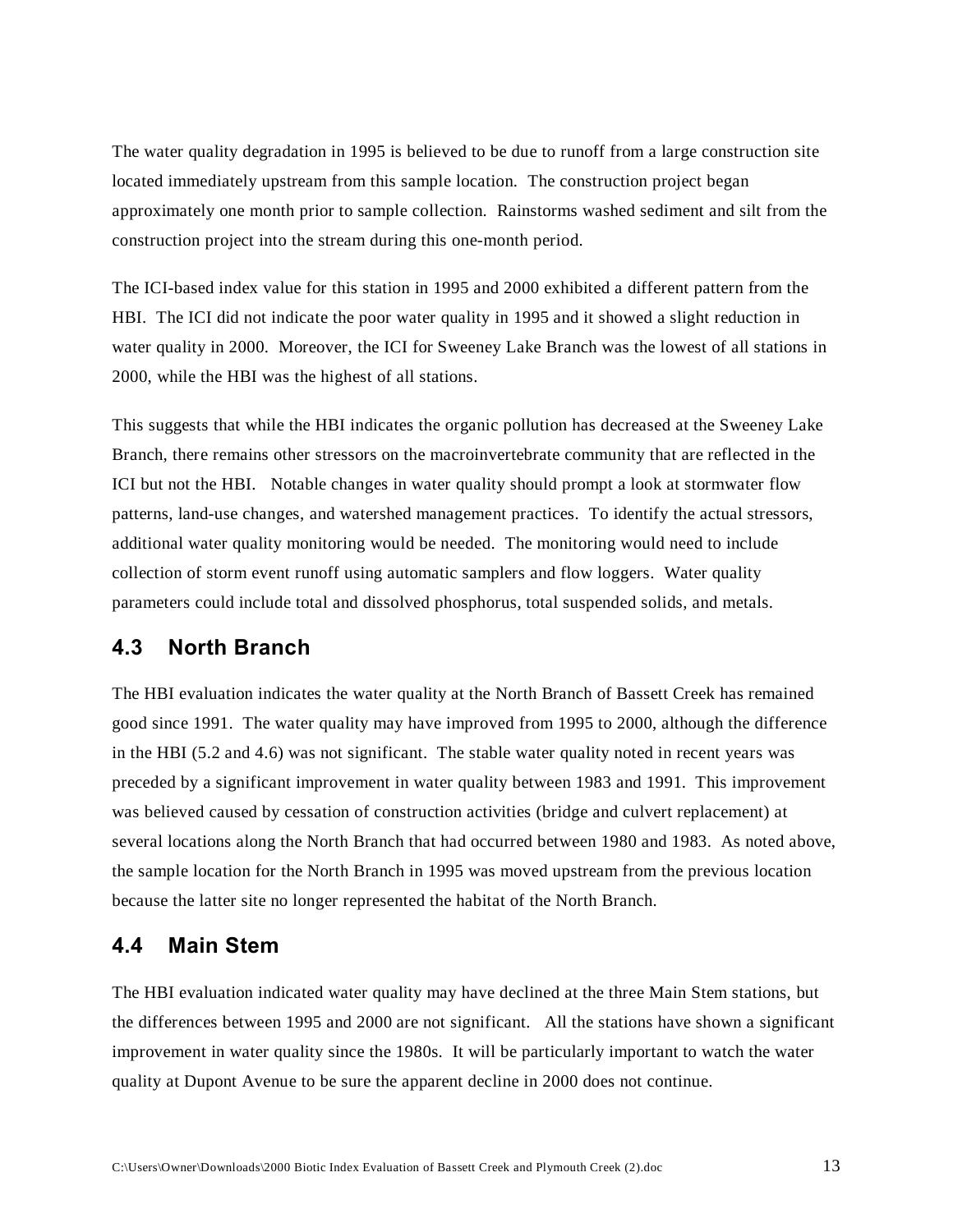The water quality degradation in 1995 is believed to be due to runoff from a large construction site located immediately upstream from this sample location. The construction project began approximately one month prior to sample collection. Rainstorms washed sediment and silt from the construction project into the stream during this one-month period.

The ICI-based index value for this station in 1995 and 2000 exhibited a different pattern from the HBI. The ICI did not indicate the poor water quality in 1995 and it showed a slight reduction in water quality in 2000. Moreover, the ICI for Sweeney Lake Branch was the lowest of all stations in 2000, while the HBI was the highest of all stations.

This suggests that while the HBI indicates the organic pollution has decreased at the Sweeney Lake Branch, there remains other stressors on the macroinvertebrate community that are reflected in the ICI but not the HBI. Notable changes in water quality should prompt a look at stormwater flow patterns, land-use changes, and watershed management practices. To identify the actual stressors, additional water quality monitoring would be needed. The monitoring would need to include collection of storm event runoff using automatic samplers and flow loggers. Water quality parameters could include total and dissolved phosphorus, total suspended solids, and metals.

## 4.3 North Branch

The HBI evaluation indicates the water quality at the North Branch of Bassett Creek has remained good since 1991. The water quality may have improved from 1995 to 2000, although the difference in the HBI (5.2 and 4.6) was not significant. The stable water quality noted in recent years was preceded by a significant improvement in water quality between 1983 and 1991. This improvement was believed caused by cessation of construction activities (bridge and culvert replacement) at several locations along the North Branch that had occurred between 1980 and 1983. As noted above, the sample location for the North Branch in 1995 was moved upstream from the previous location because the latter site no longer represented the habitat of the North Branch.

## 4.4 Main Stem

The HBI evaluation indicated water quality may have declined at the three Main Stem stations, but the differences between 1995 and 2000 are not significant. All the stations have shown a significant improvement in water quality since the 1980s. It will be particularly important to watch the water quality at Dupont Avenue to be sure the apparent decline in 2000 does not continue.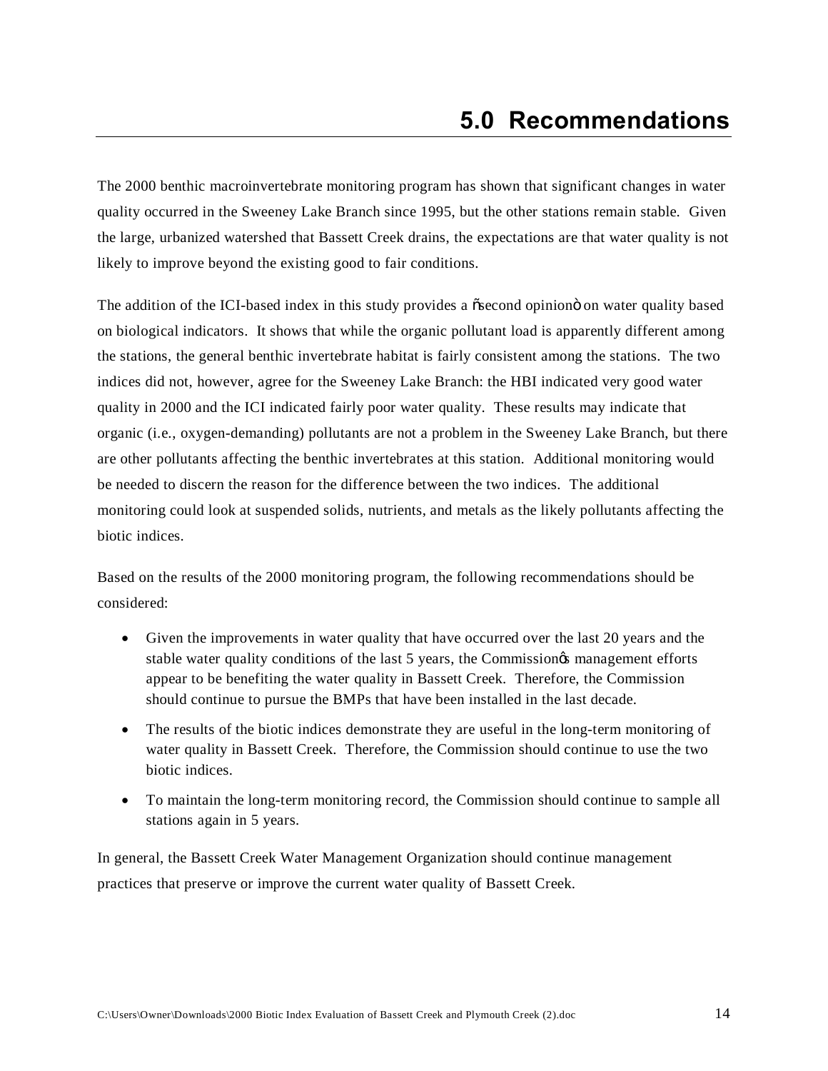# 5.0 Recommendations

The 2000 benthic macroinvertebrate monitoring program has shown that significant changes in water quality occurred in the Sweeney Lake Branch since 1995, but the other stations remain stable. Given the large, urbanized watershed that Bassett Creek drains, the expectations are that water quality is not likely to improve beyond the existing good to fair conditions.

The addition of the ICI-based index in this study provides a "second opinion" on water quality based on biological indicators. It shows that while the organic pollutant load is apparently different among the stations, the general benthic invertebrate habitat is fairly consistent among the stations. The two indices did not, however, agree for the Sweeney Lake Branch: the HBI indicated very good water quality in 2000 and the ICI indicated fairly poor water quality. These results may indicate that organic (i.e., oxygen-demanding) pollutants are not a problem in the Sweeney Lake Branch, but there are other pollutants affecting the benthic invertebrates at this station. Additional monitoring would be needed to discern the reason for the difference between the two indices. The additional monitoring could look at suspended solids, nutrients, and metals as the likely pollutants affecting the biotic indices.

Based on the results of the 2000 monitoring program, the following recommendations should be considered:

- Given the improvements in water quality that have occurred over the last 20 years and the stable water quality conditions of the last 5 years, the Commission's management efforts appear to be benefiting the water quality in Bassett Creek. Therefore, the Commission should continue to pursue the BMPs that have been installed in the last decade.
- The results of the biotic indices demonstrate they are useful in the long-term monitoring of water quality in Bassett Creek. Therefore, the Commission should continue to use the two biotic indices.
- To maintain the long-term monitoring record, the Commission should continue to sample all stations again in 5 years.

In general, the Bassett Creek Water Management Organization should continue management practices that preserve or improve the current water quality of Bassett Creek.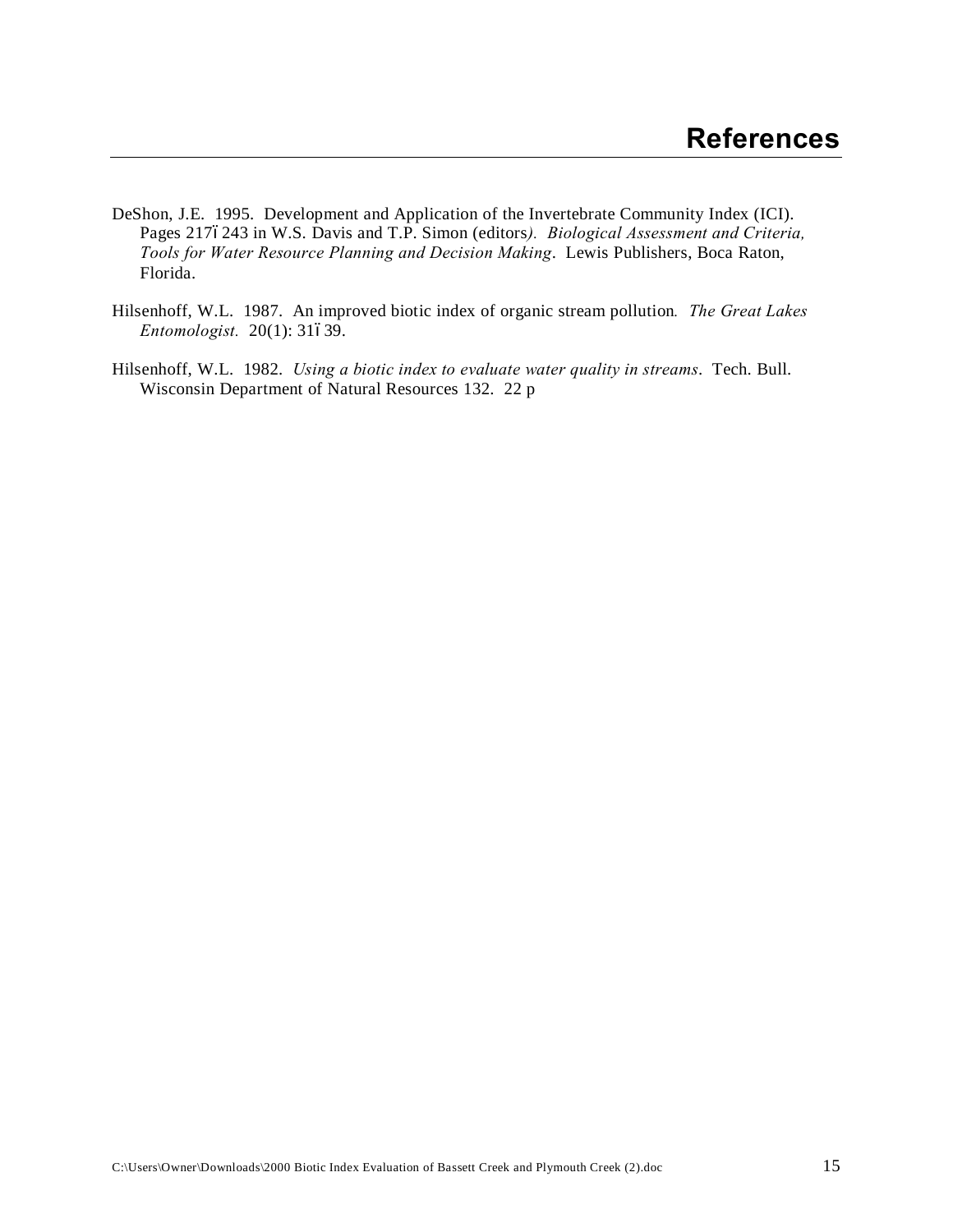# References

DeShon, J.E. 1995. Development and Application of the Invertebrate Community Index (ICI). Pages 217ó243 in W.S. Davis and T.P. Simon (editors). *Biological Assessment and Criteria, Tools for Water Resource Planning and Decision Making*. Lewis Publishers, Boca Raton, Florida.

Hilsenhoff, W.L. 1987. An improved biotic index of organic stream pollution. *The Great Lakes Entomologist.* 20(1): 31ó39.

Hilsenhoff, W.L. 1982. *Using a biotic index to evaluate water quality in streams*. Tech. Bull. Wisconsin Department of Natural Resources 132. 22 p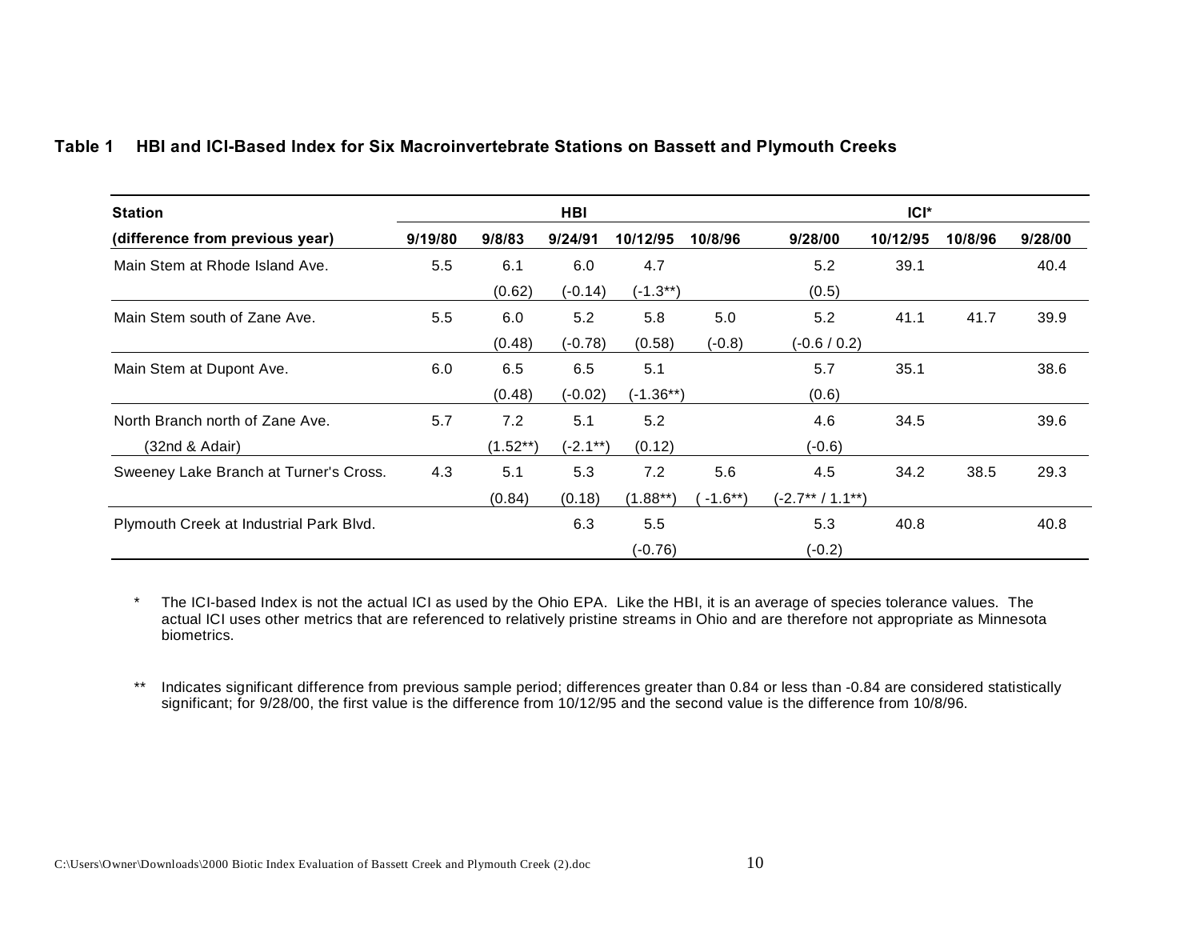**Table 1 HBI and ICI-Based Index for Six Macroinvertebrate Stations on Bassett and Plymouth Creeks**

| Station | HBI | | | | | | ICI* | | |
|---|---|---|---|---|---|---|---|---|---|
| (difference from previous year) | 9/19/80 | 9/8/83 | 9/24/91 | 10/12/95 | 10/8/96 | 9/28/00 | 10/12/95 | 10/8/96 | 9/28/00 |
| Main Stem at Rhode Island Ave. | 5.5 | 6.1 | 6.0 | 4.7 | | 5.2 | 39.1 | | 40.4 |
| | | (0.62) | (-0.14) | (-1.3**) | | (0.5) | | | |
| Main Stem south of Zane Ave. | 5.5 | 6.0 | 5.2 | 5.8 | 5.0 | 5.2 | 41.1 | 41.7 | 39.9 |
| | | (0.48) | (-0.78) | (0.58) | (-0.8) | (-0.6 / 0.2) | | | |
| Main Stem at Dupont Ave. | 6.0 | 6.5 | 6.5 | 5.1 | | 5.7 | 35.1 | | 38.6 |
| | | (0.48) | (-0.02) | (-1.36**) | | (0.6) | | | |
| North Branch north of Zane Ave. | 5.7 | 7.2 | 5.1 | 5.2 | | 4.6 | 34.5 | | 39.6 |
| (32nd & Adair) | | (1.52**) | (-2.1**) | (0.12) | | (-0.6) | | | |
| Sweeney Lake Branch at Turner's Cross. | 4.3 | 5.1 | 5.3 | 7.2 | 5.6 | 4.5 | 34.2 | 38.5 | 29.3 |
| | | (0.84) | (0.18) | (1.88**) | ( -1.6**) | (-2.7** / 1.1**) | | | |
| Plymouth Creek at Industrial Park Blvd. | | | 6.3 | 5.5 | | 5.3 | 40.8 | | 40.8 |
| | | | | (-0.76) | | (-0.2) | | | |

\* The ICI-based Index is not the actual ICI as used by the Ohio EPA. Like the HBI, it is an average of species tolerance values. The actual ICI uses other metrics that are referenced to relatively pristine streams in Ohio and are therefore not appropriate as Minnesota biometrics.

\*\* Indicates significant difference from previous sample period; differences greater than 0.84 or less than -0.84 are considered statistically significant; for 9/28/00, the first value is the difference from 10/12/95 and the second value is the difference from 10/8/96.